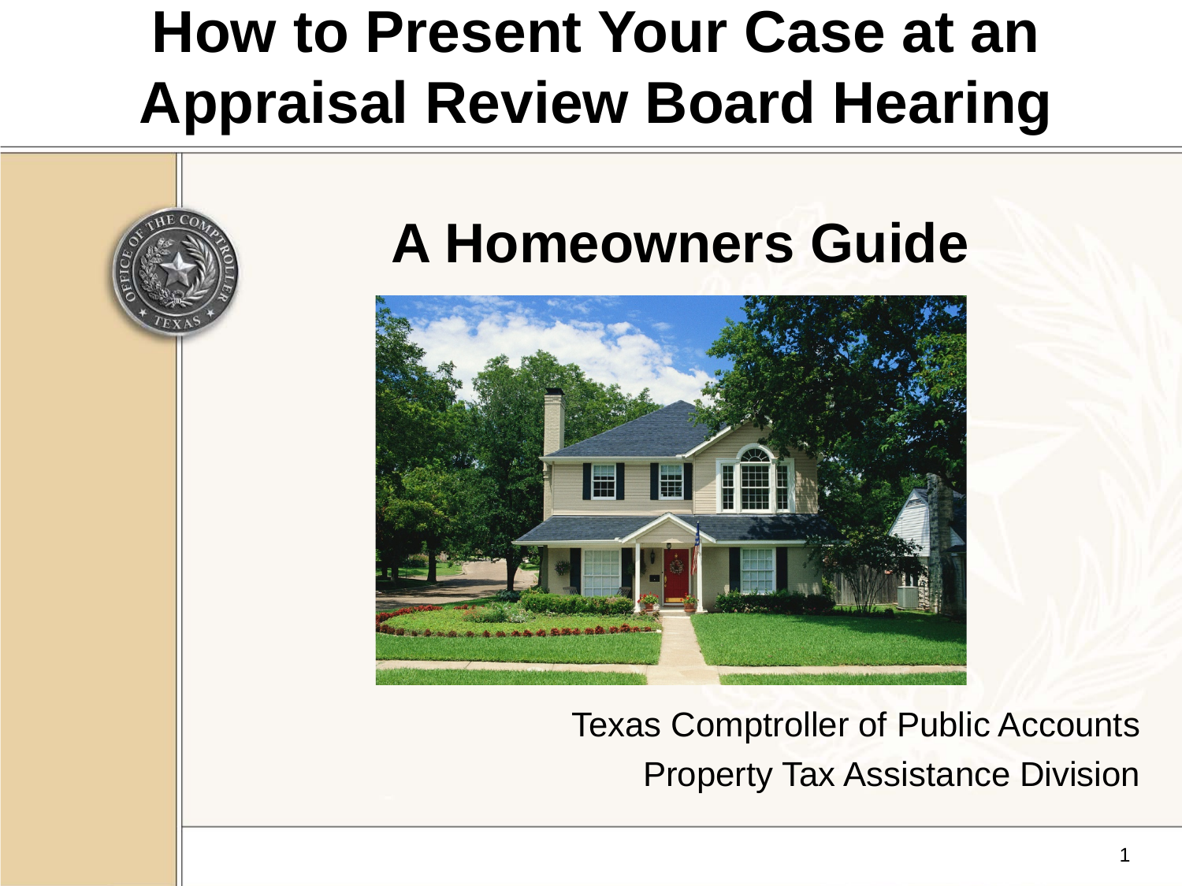# How to Present Your Case at an Appraisal Review Board Hearing

## A Homeowners Guide

Texas Comptroller of Public Accounts
Property Tax Assistance Division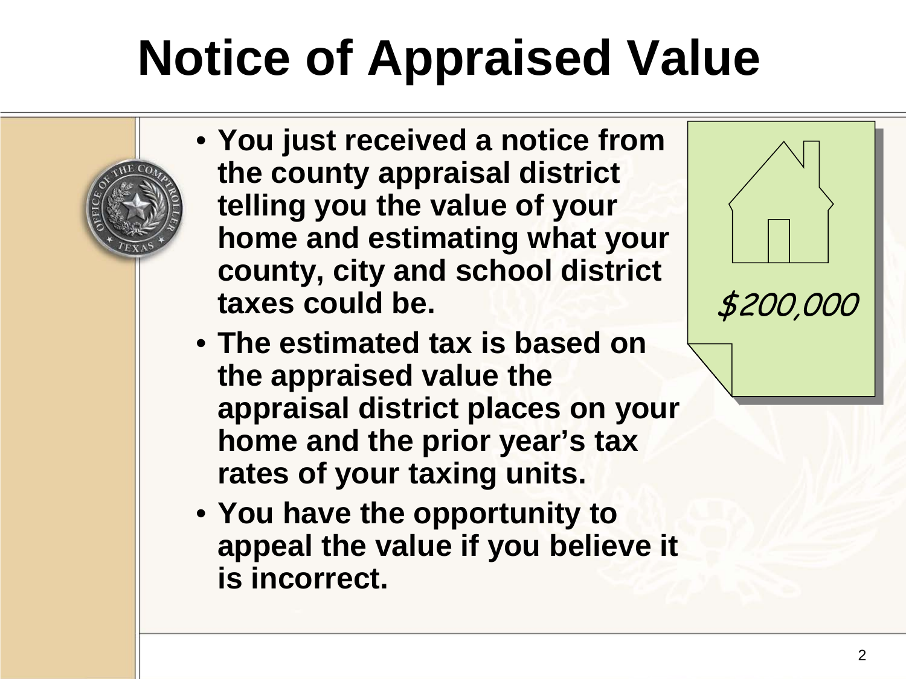# Notice of Appraised Value

- You just received a notice from the county appraisal district telling you the value of your home and estimating what your county, city and school district taxes could be.
- The estimated tax is based on the appraised value the appraisal district places on your home and the prior year's tax rates of your taxing units.
- You have the opportunity to appeal the value if you believe it is incorrect.

$200,000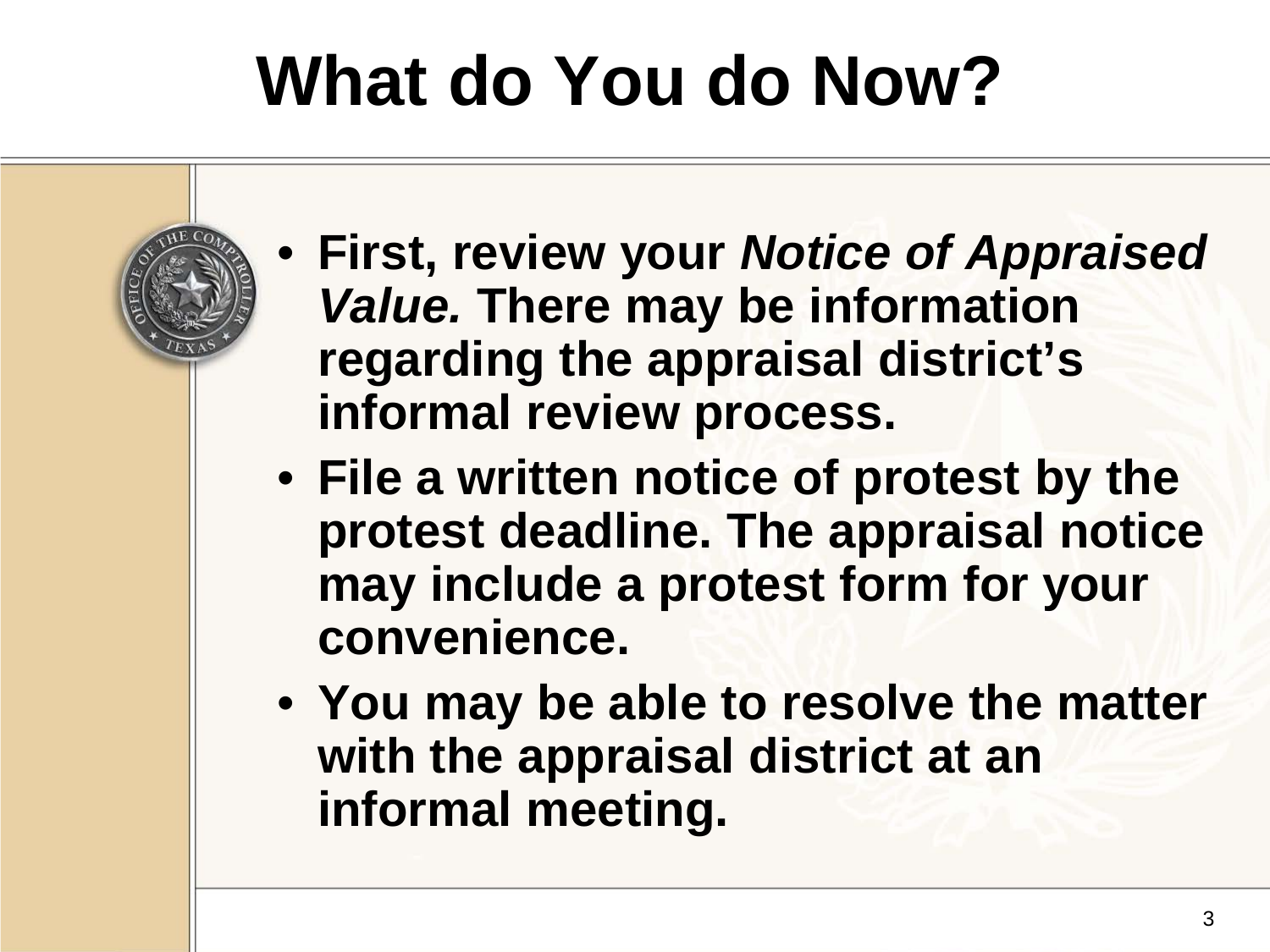# What do You do Now?

- **First, review your *Notice of Appraised Value.* There may be information regarding the appraisal district's informal review process.**
- **File a written notice of protest by the protest deadline. The appraisal notice may include a protest form for your convenience.**
- **You may be able to resolve the matter with the appraisal district at an informal meeting.**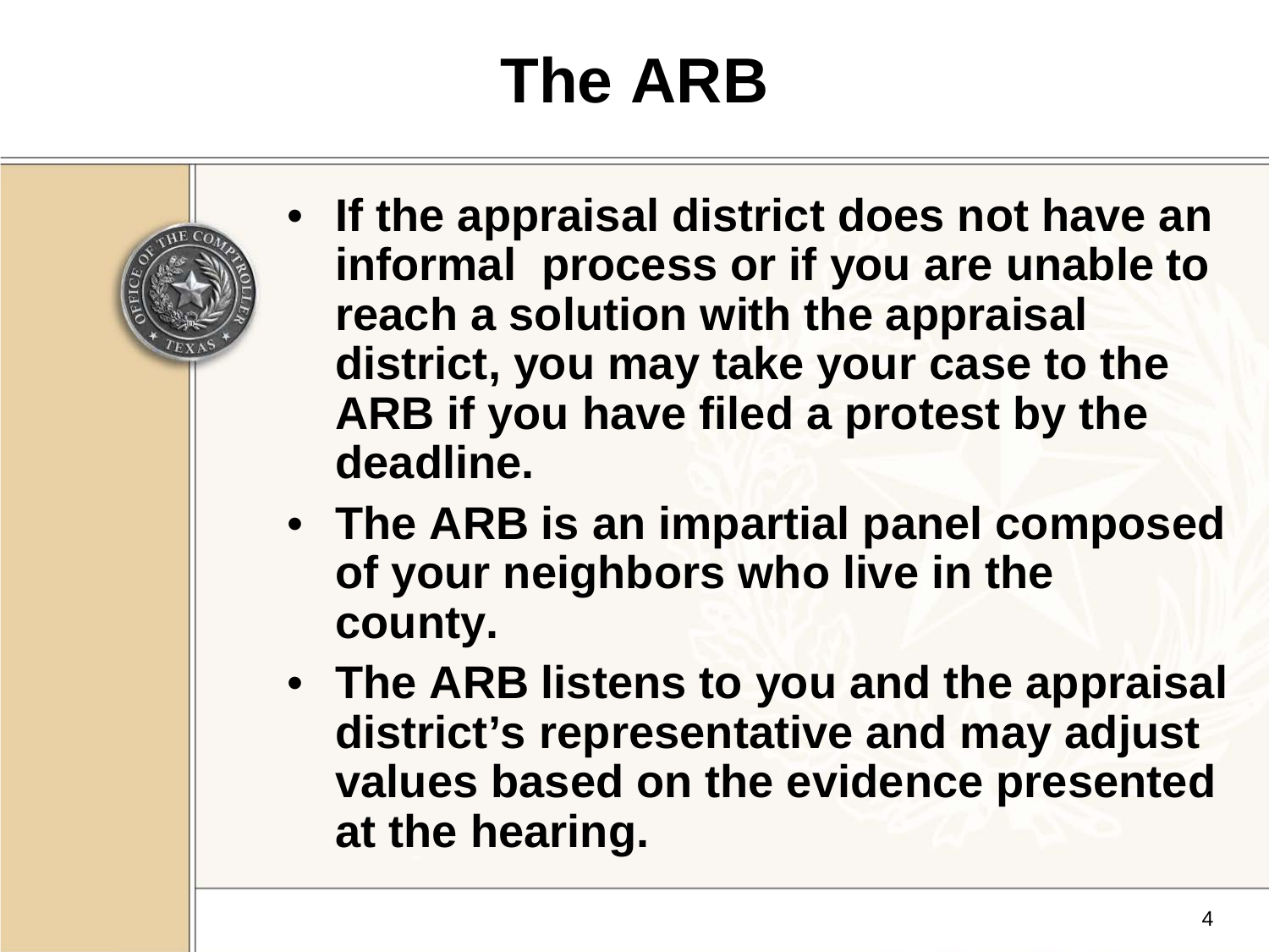# The ARB

- **If the appraisal district does not have an informal process or if you are unable to reach a solution with the appraisal district, you may take your case to the ARB if you have filed a protest by the deadline.**
- **The ARB is an impartial panel composed of your neighbors who live in the county.**
- **The ARB listens to you and the appraisal district's representative and may adjust values based on the evidence presented at the hearing.**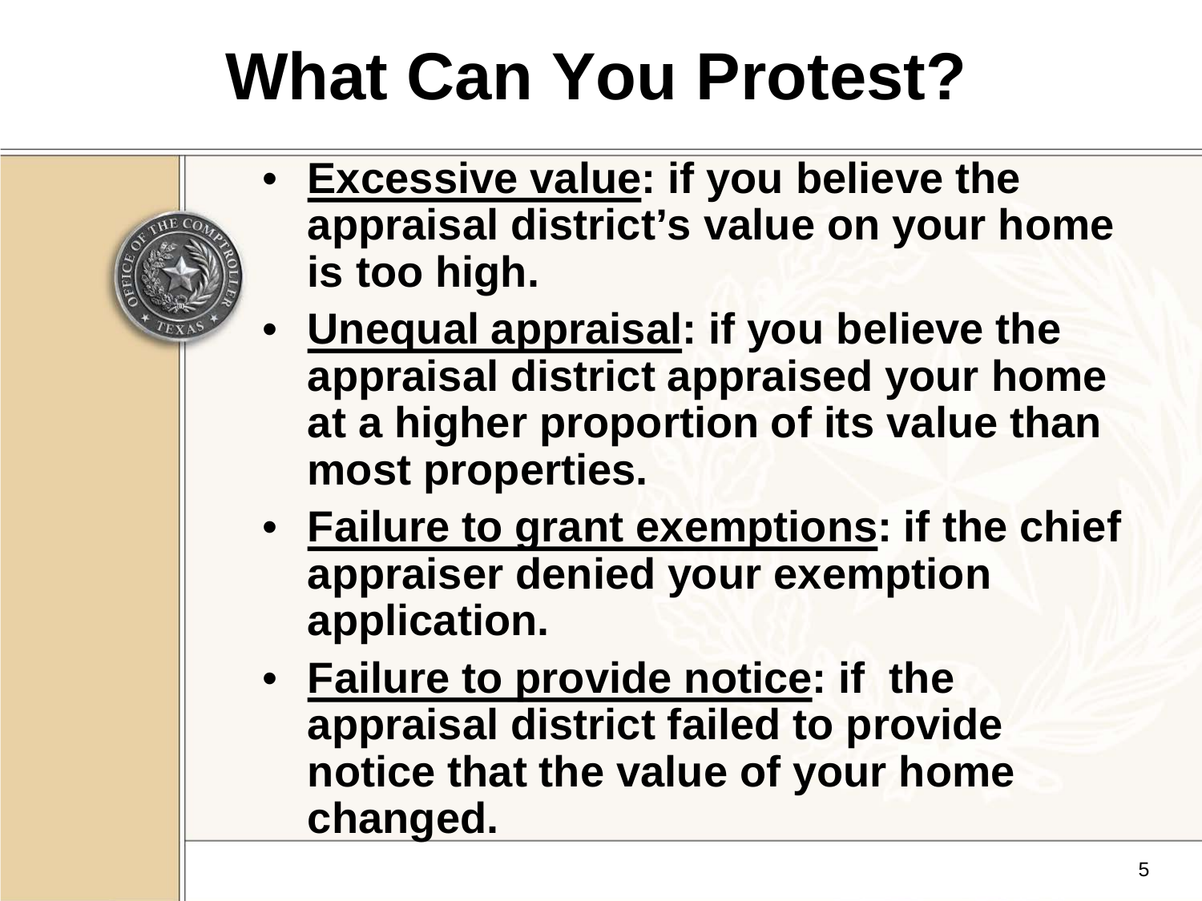# What Can You Protest?

- <u>Excessive value</u>: if you believe the appraisal district's value on your home is too high.
- <u>Unequal appraisal</u>: if you believe the appraisal district appraised your home at a higher proportion of its value than most properties.
- <u>Failure to grant exemptions</u>: if the chief appraiser denied your exemption application.
- <u>Failure to provide notice</u>: if the appraisal district failed to provide notice that the value of your home changed.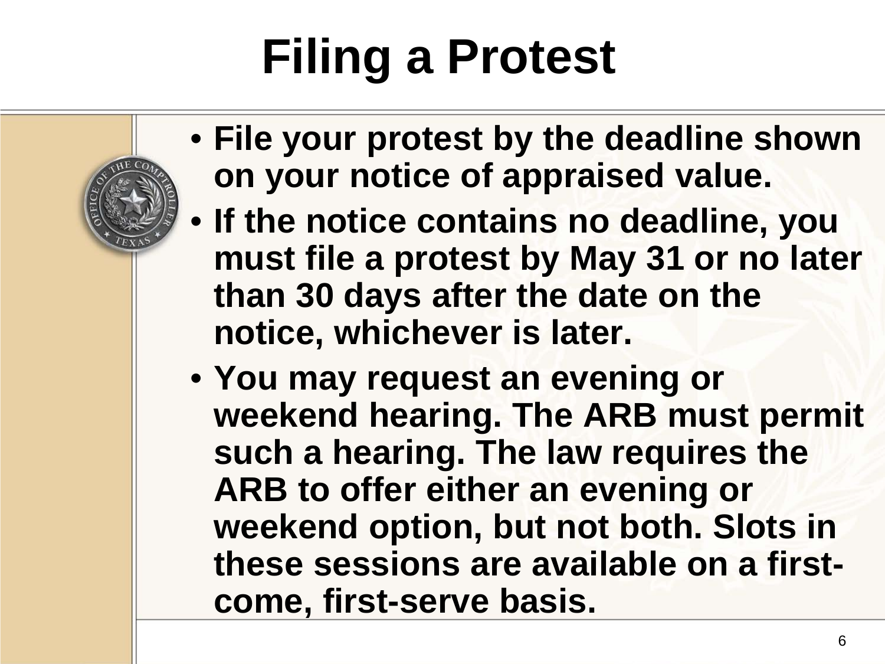# Filing a Protest

- **File your protest by the deadline shown on your notice of appraised value.**
- **If the notice contains no deadline, you must file a protest by May 31 or no later than 30 days after the date on the notice, whichever is later.**
- **You may request an evening or weekend hearing. The ARB must permit such a hearing. The law requires the ARB to offer either an evening or weekend option, but not both. Slots in these sessions are available on a first-come, first-serve basis.**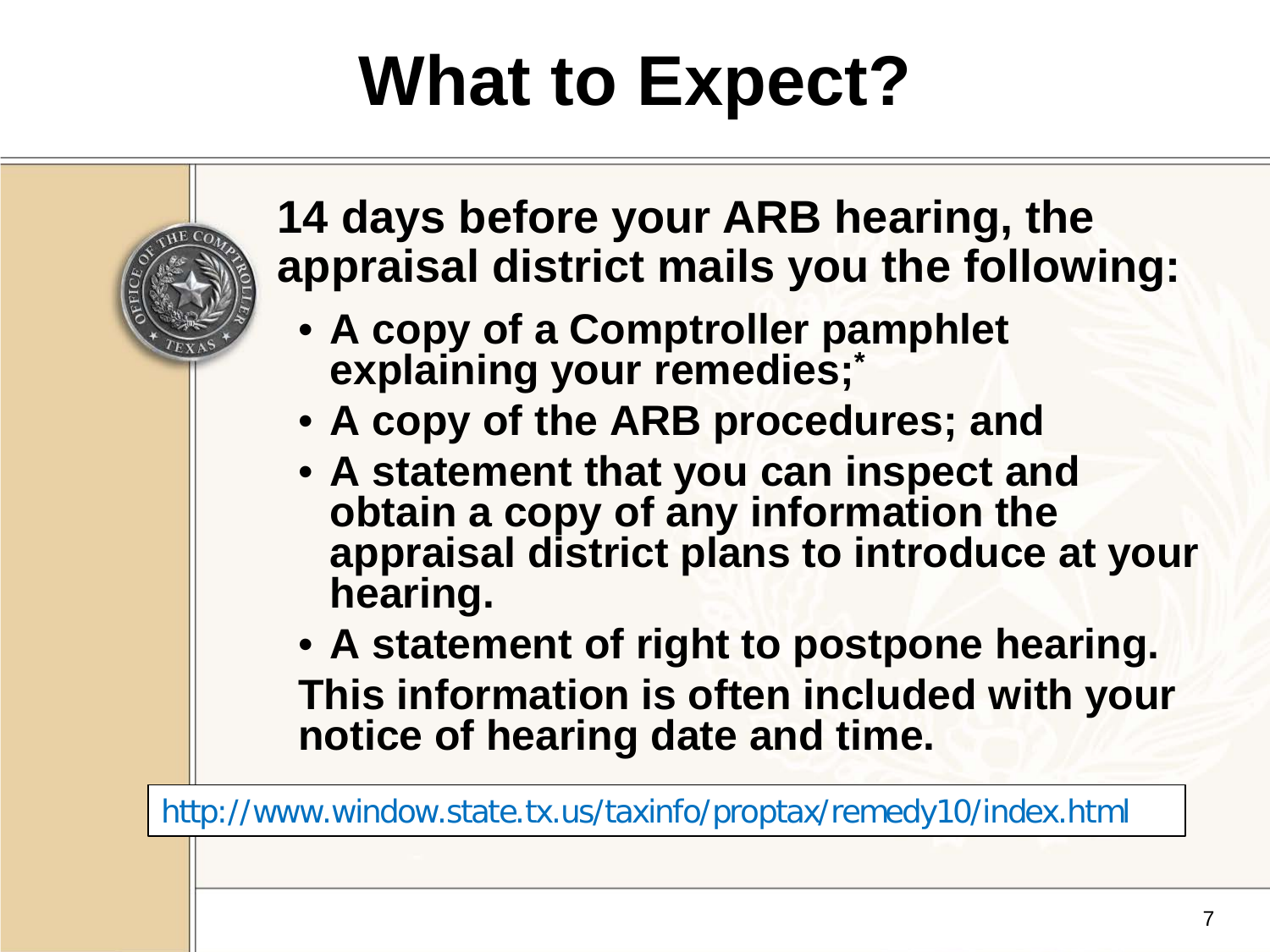# What to Expect?

**14 days before your ARB hearing, the appraisal district mails you the following:**

- **A copy of a Comptroller pamphlet explaining your remedies;***
- **A copy of the ARB procedures; and**
- **A statement that you can inspect and obtain a copy of any information the appraisal district plans to introduce at your hearing.**
- **A statement of right to postpone hearing.**

**This information is often included with your notice of hearing date and time.**

http://www.window.state.tx.us/taxinfo/proptax/remedy10/index.html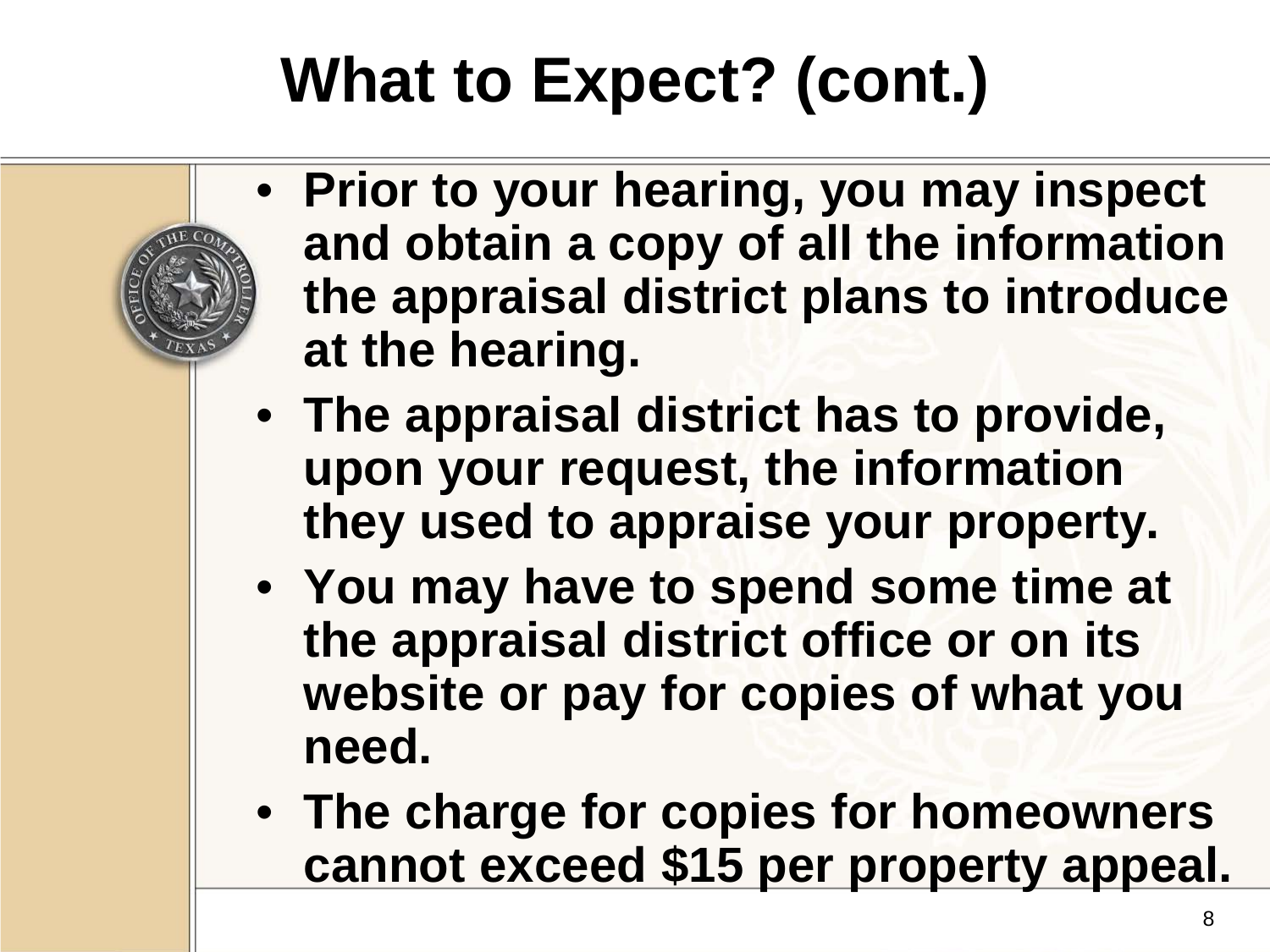# What to Expect? (cont.)

- **Prior to your hearing, you may inspect and obtain a copy of all the information the appraisal district plans to introduce at the hearing.**
- **The appraisal district has to provide, upon your request, the information they used to appraise your property.**
- **You may have to spend some time at the appraisal district office or on its website or pay for copies of what you need.**
- **The charge for copies for homeowners cannot exceed $15 per property appeal.**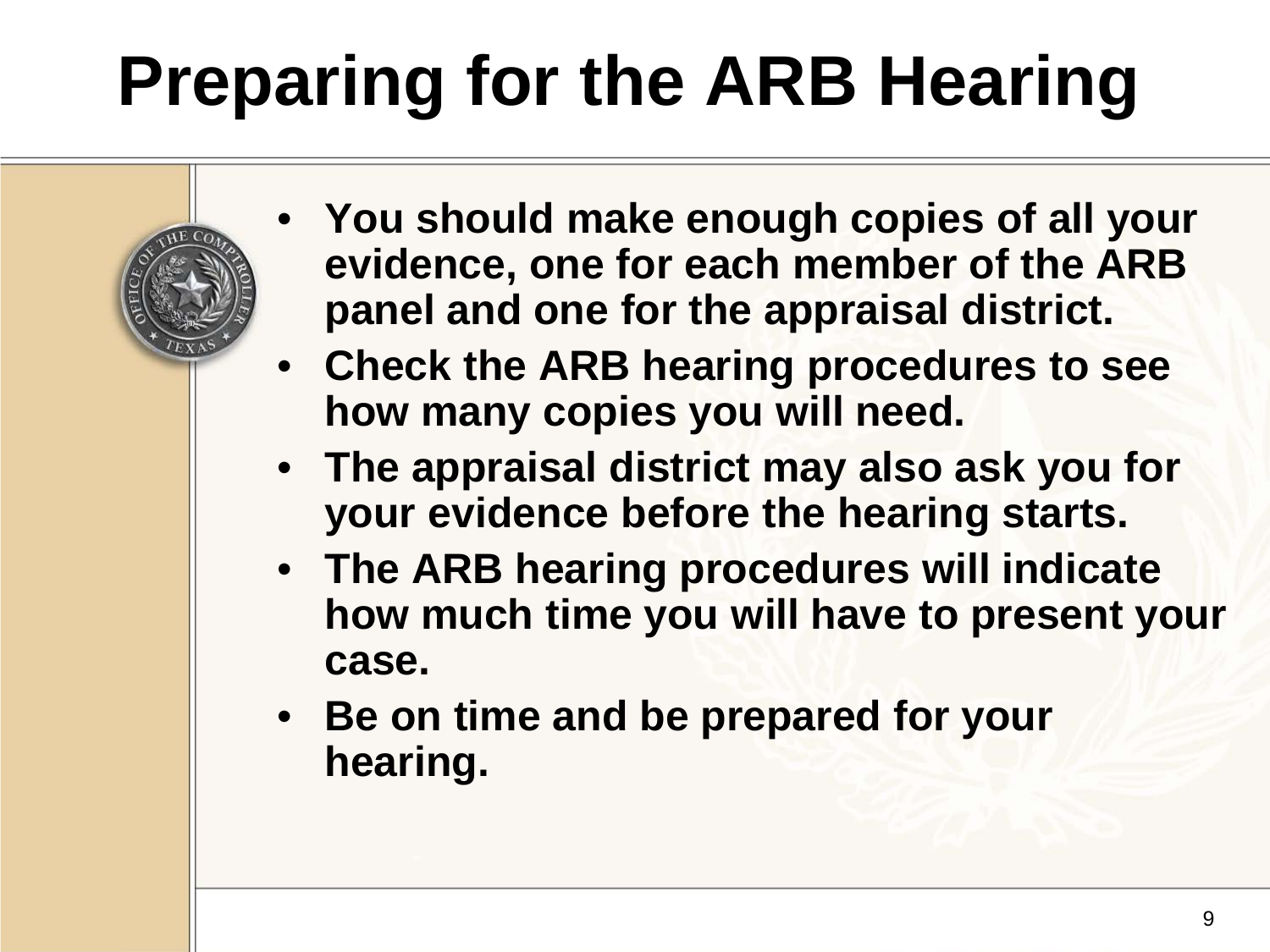# Preparing for the ARB Hearing

- **You should make enough copies of all your evidence, one for each member of the ARB panel and one for the appraisal district.**
- **Check the ARB hearing procedures to see how many copies you will need.**
- **The appraisal district may also ask you for your evidence before the hearing starts.**
- **The ARB hearing procedures will indicate how much time you will have to present your case.**
- **Be on time and be prepared for your hearing.**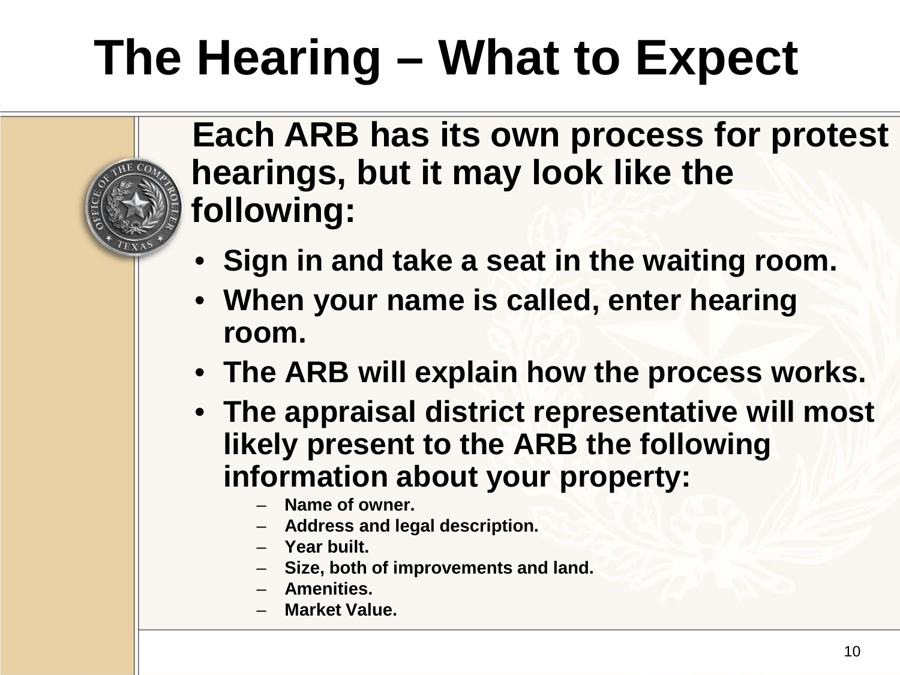# The Hearing – What to Expect

**Each ARB has its own process for protest hearings, but it may look like the following:**

- **Sign in and take a seat in the waiting room.**
- **When your name is called, enter hearing room.**
- **The ARB will explain how the process works.**
- **The appraisal district representative will most likely present to the ARB the following information about your property:**
  - **Name of owner.**
  - **Address and legal description.**
  - **Year built.**
  - **Size, both of improvements and land.**
  - **Amenities.**
  - **Market Value.**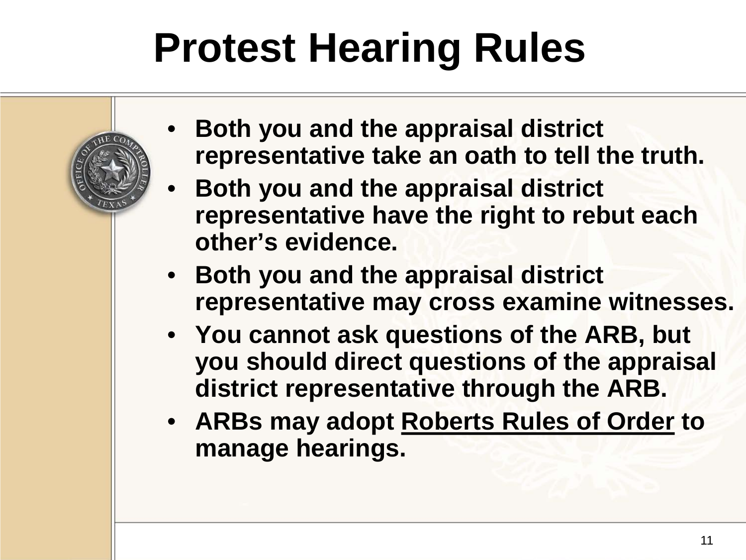# Protest Hearing Rules

- **Both you and the appraisal district representative take an oath to tell the truth.**
- **Both you and the appraisal district representative have the right to rebut each other's evidence.**
- **Both you and the appraisal district representative may cross examine witnesses.**
- **You cannot ask questions of the ARB, but you should direct questions of the appraisal district representative through the ARB.**
- **ARBs may adopt <u>Roberts Rules of Order</u> to manage hearings.**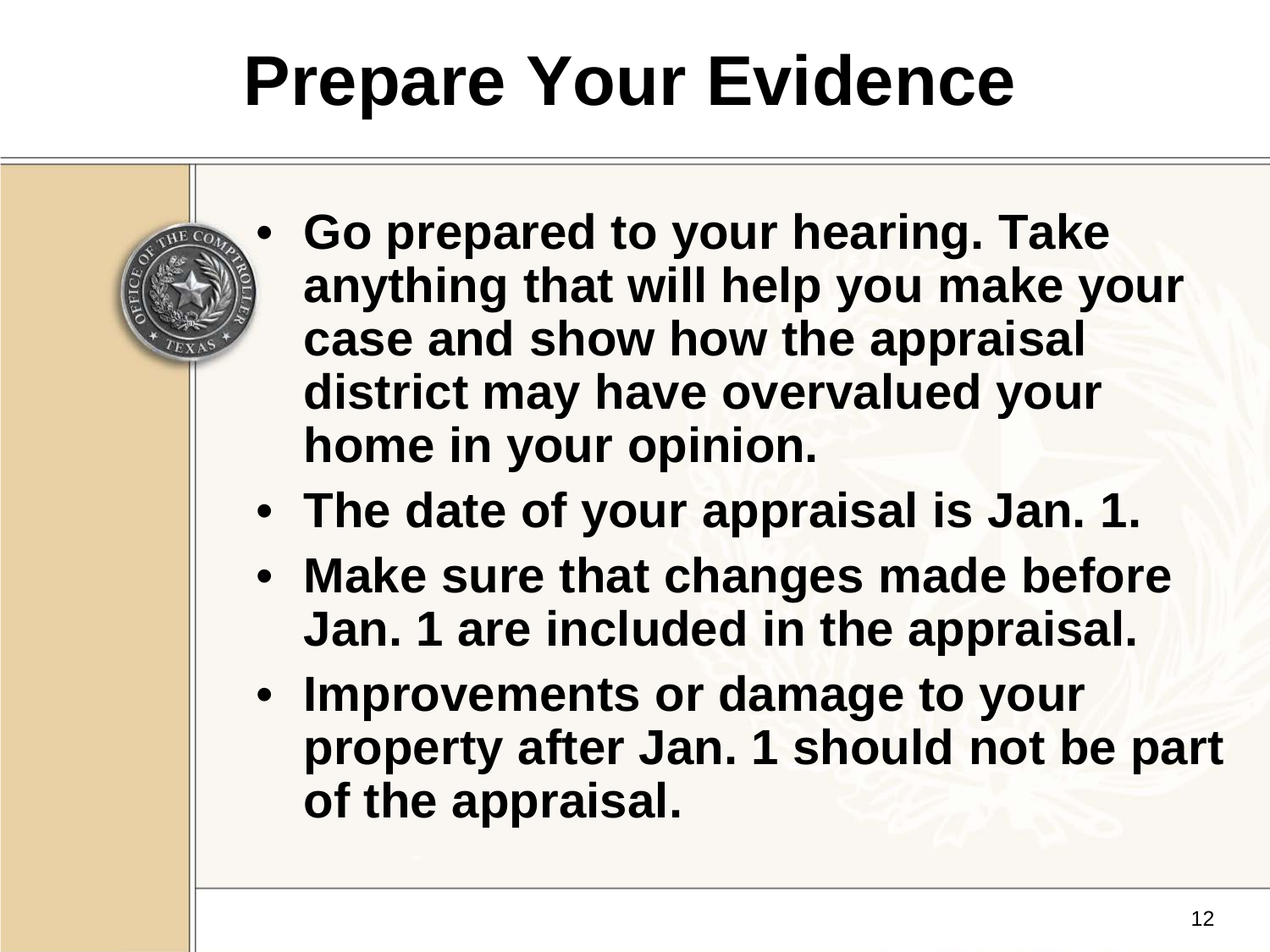# Prepare Your Evidence

- **Go prepared to your hearing. Take anything that will help you make your case and show how the appraisal district may have overvalued your home in your opinion.**
- **The date of your appraisal is Jan. 1.**
- **Make sure that changes made before Jan. 1 are included in the appraisal.**
- **Improvements or damage to your property after Jan. 1 should not be part of the appraisal.**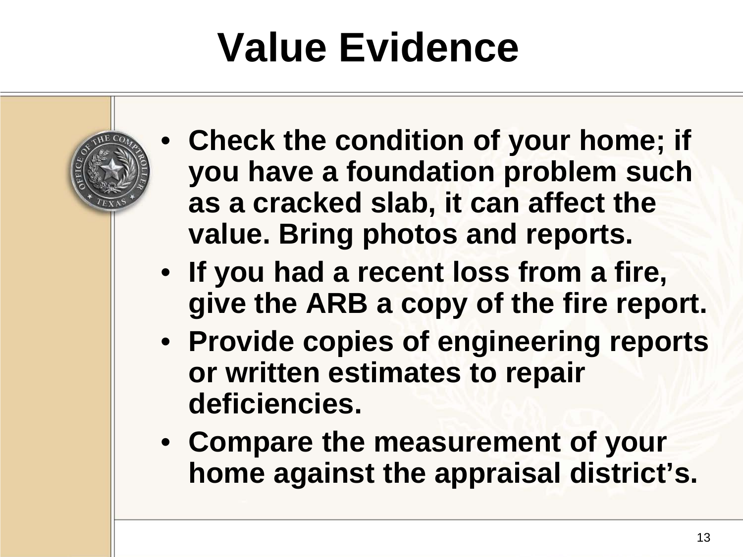# Value Evidence

- **Check the condition of your home; if you have a foundation problem such as a cracked slab, it can affect the value. Bring photos and reports.**
- **If you had a recent loss from a fire, give the ARB a copy of the fire report.**
- **Provide copies of engineering reports or written estimates to repair deficiencies.**
- **Compare the measurement of your home against the appraisal district's.**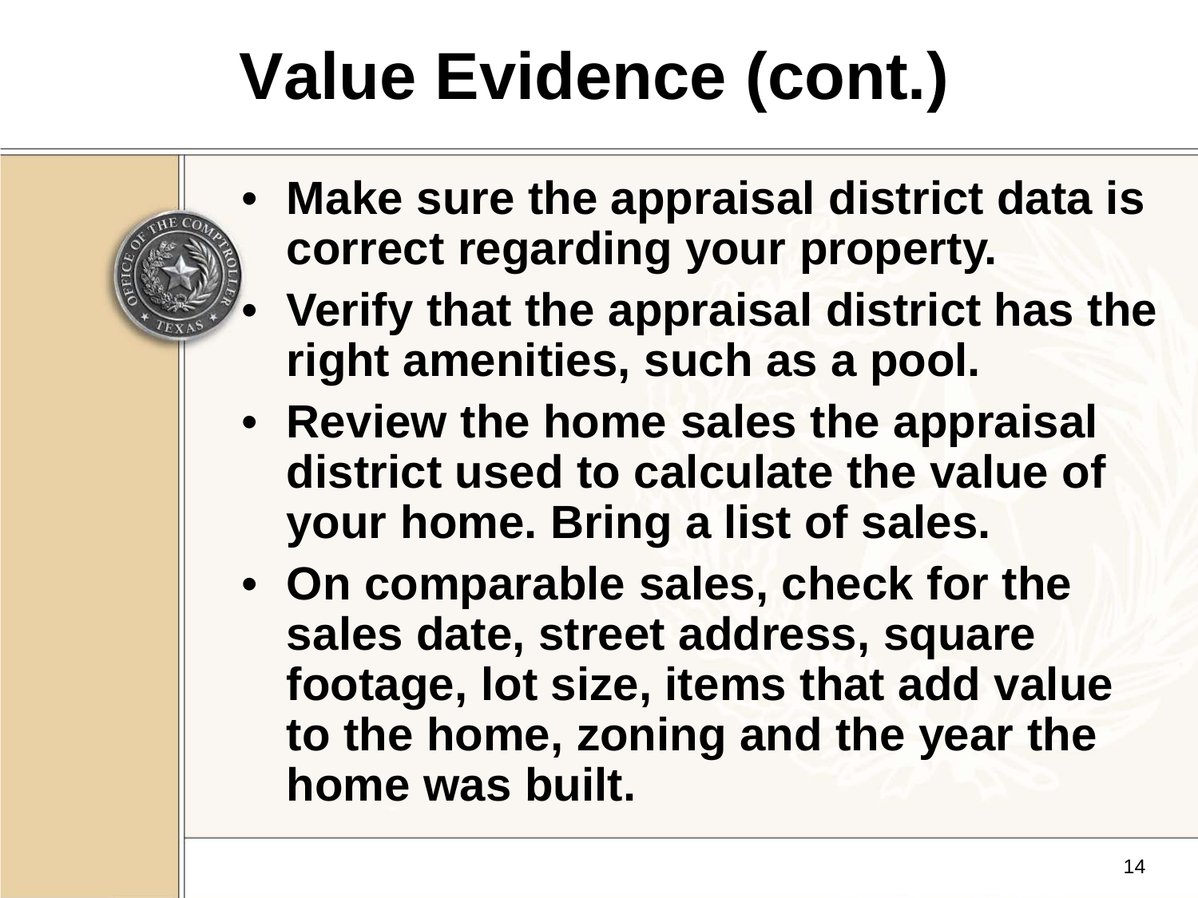# Value Evidence (cont.)

- **Make sure the appraisal district data is correct regarding your property.**
- **Verify that the appraisal district has the right amenities, such as a pool.**
- **Review the home sales the appraisal district used to calculate the value of your home. Bring a list of sales.**
- **On comparable sales, check for the sales date, street address, square footage, lot size, items that add value to the home, zoning and the year the home was built.**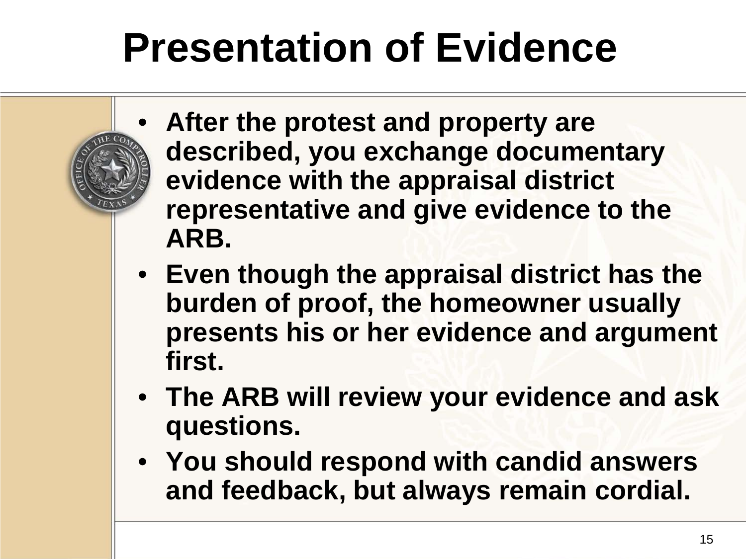# Presentation of Evidence

- **After the protest and property are described, you exchange documentary evidence with the appraisal district representative and give evidence to the ARB.**
- **Even though the appraisal district has the burden of proof, the homeowner usually presents his or her evidence and argument first.**
- **The ARB will review your evidence and ask questions.**
- **You should respond with candid answers and feedback, but always remain cordial.**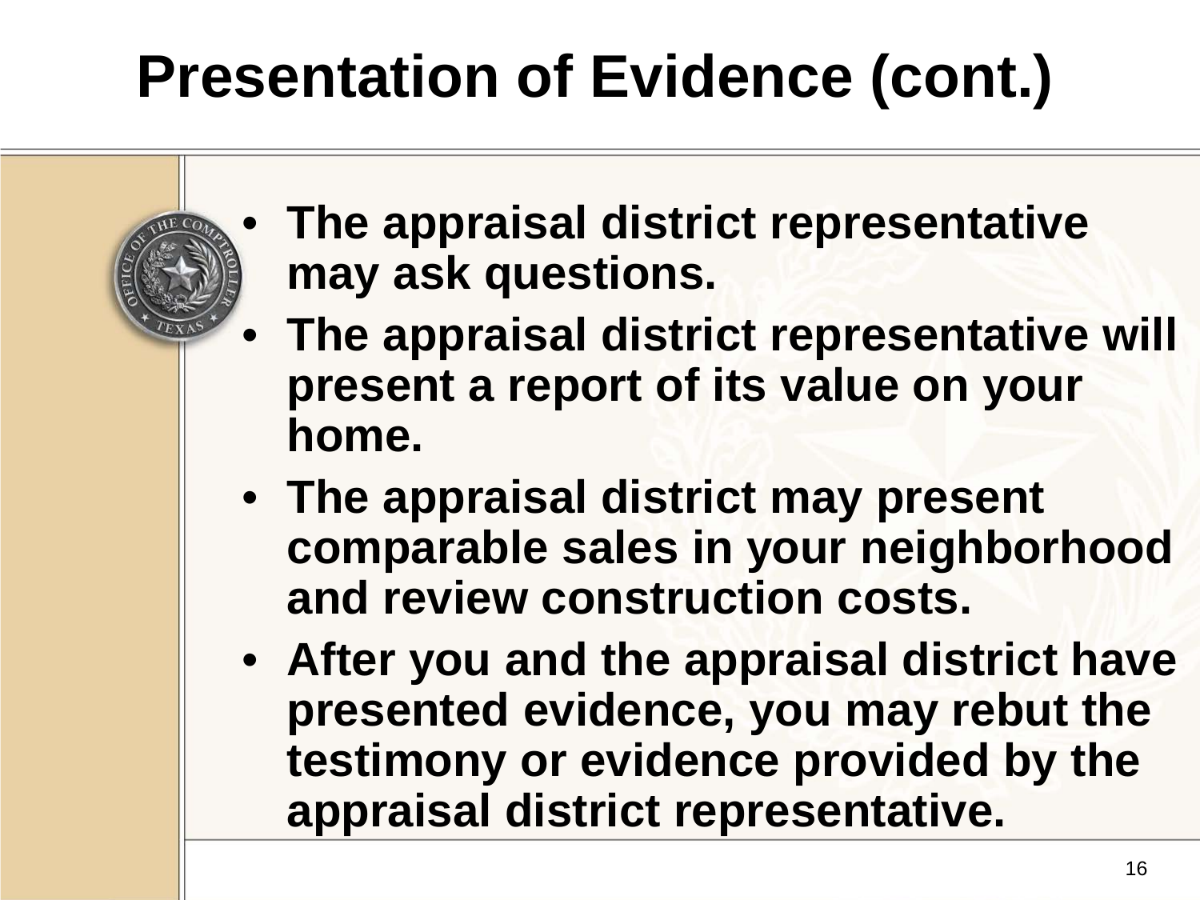# Presentation of Evidence (cont.)

- The appraisal district representative may ask questions.
- The appraisal district representative will present a report of its value on your home.
- The appraisal district may present comparable sales in your neighborhood and review construction costs.
- After you and the appraisal district have presented evidence, you may rebut the testimony or evidence provided by the appraisal district representative.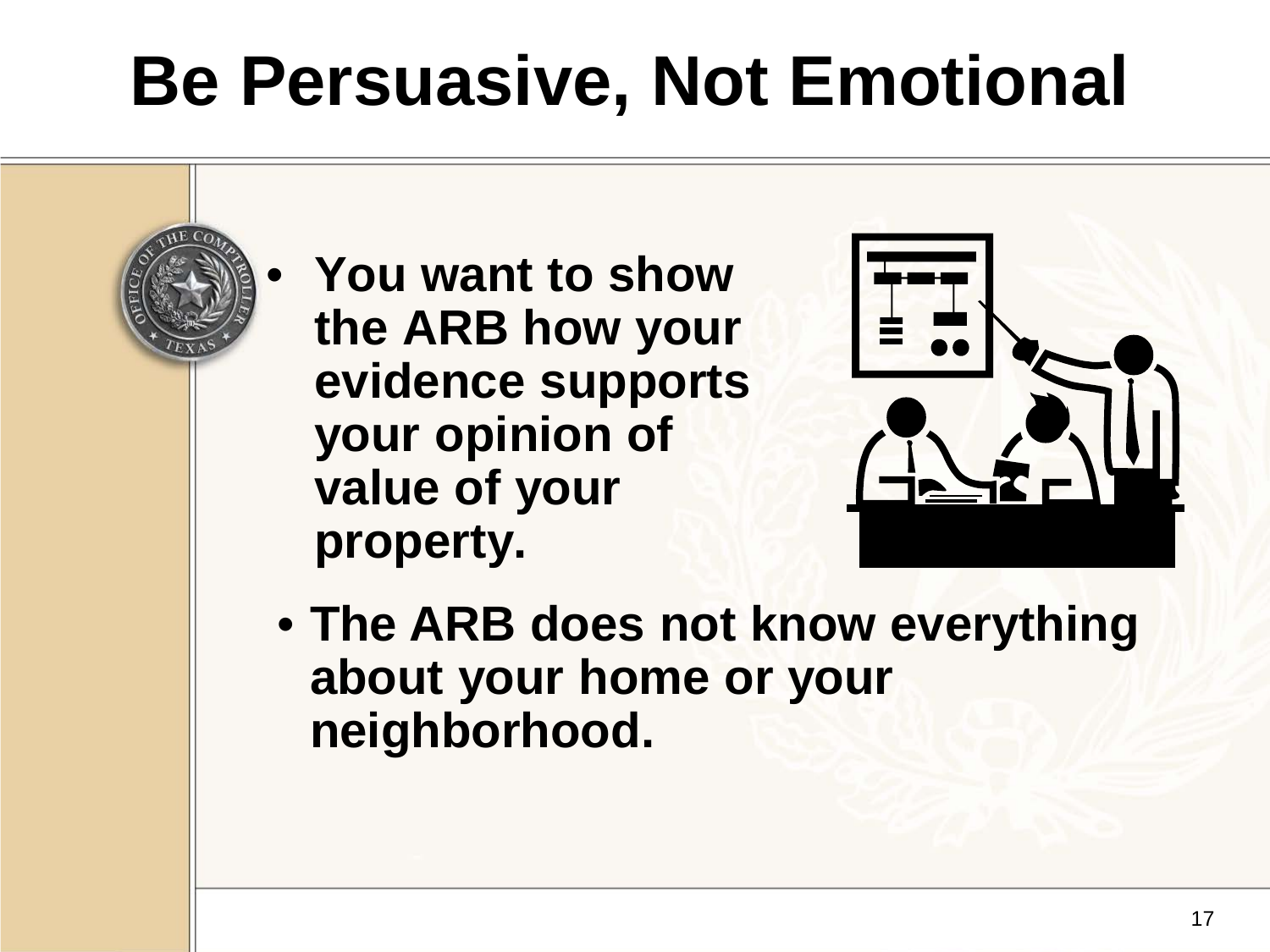# Be Persuasive, Not Emotional

- You want to show the ARB how your evidence supports your opinion of value of your property.
- The ARB does not know everything about your home or your neighborhood.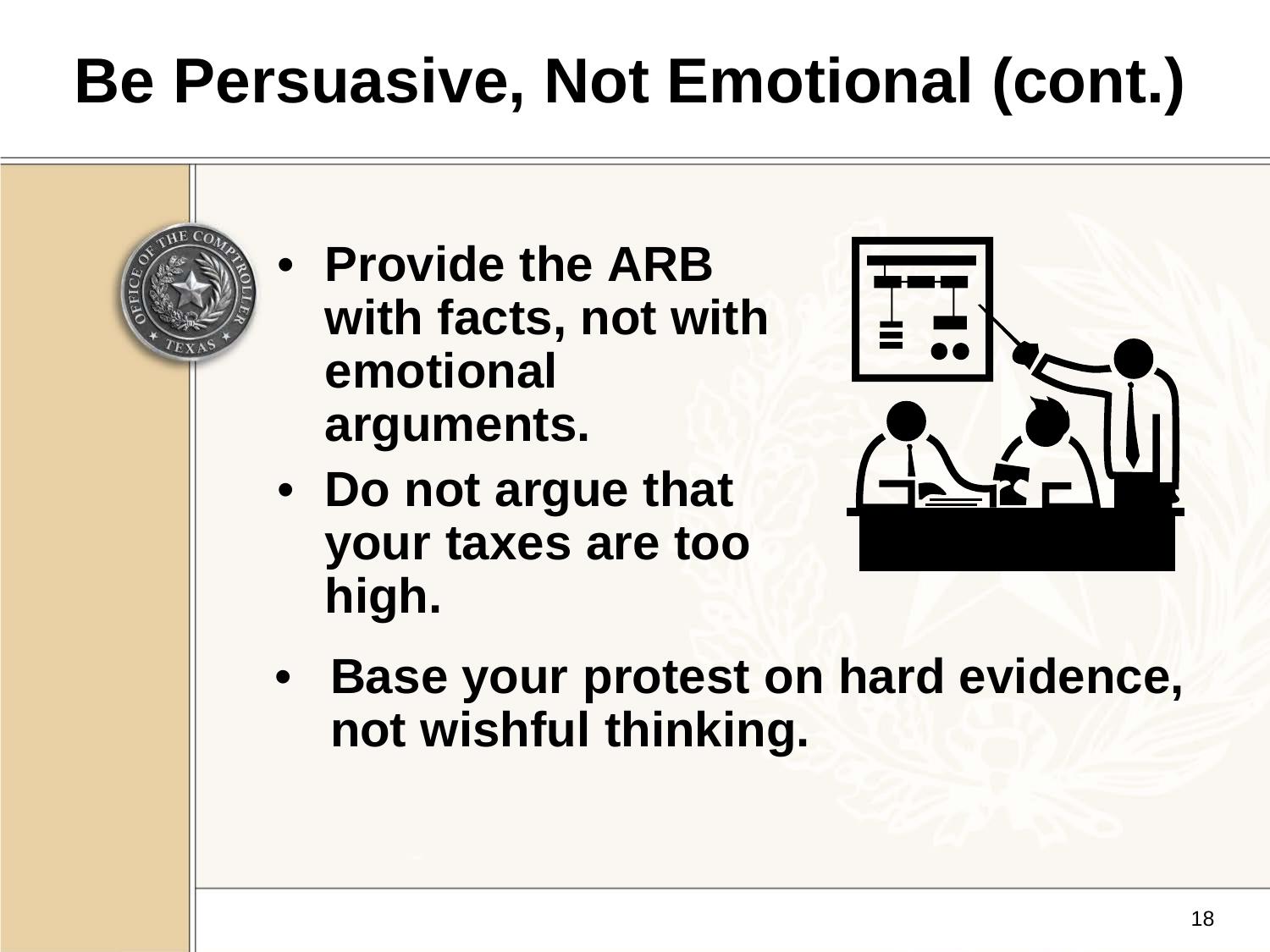# Be Persuasive, Not Emotional (cont.)

- **Provide the ARB with facts, not with emotional arguments.**
- **Do not argue that your taxes are too high.**
- **Base your protest on hard evidence, not wishful thinking.**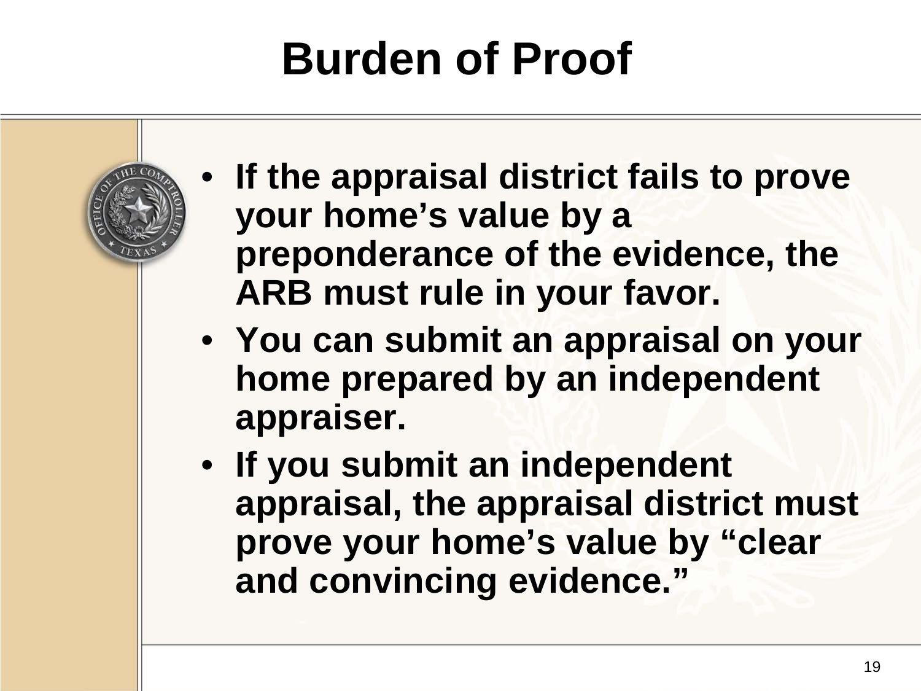# Burden of Proof

- **If the appraisal district fails to prove your home's value by a preponderance of the evidence, the ARB must rule in your favor.**
- **You can submit an appraisal on your home prepared by an independent appraiser.**
- **If you submit an independent appraisal, the appraisal district must prove your home's value by "clear and convincing evidence."**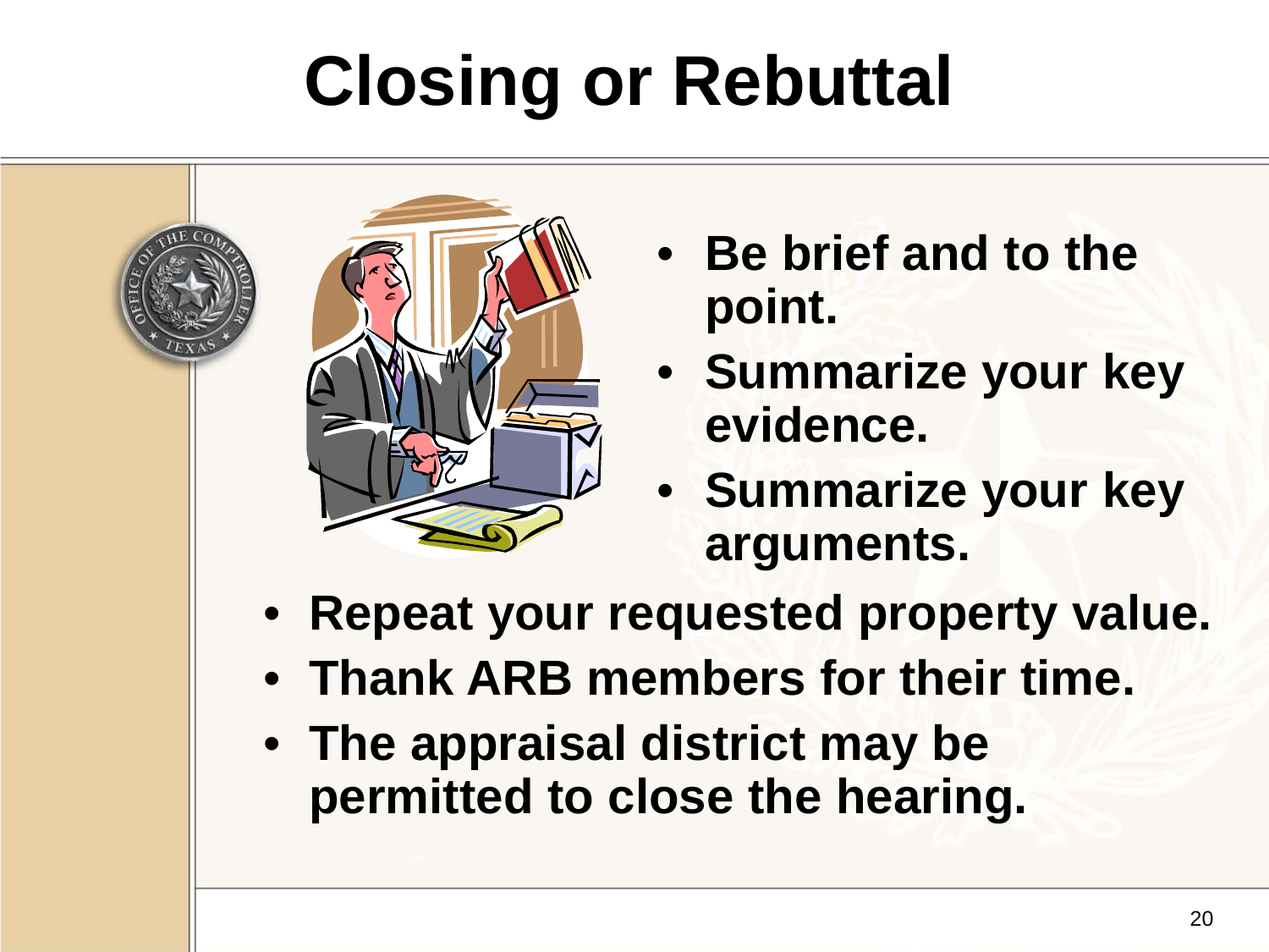# Closing or Rebuttal

- Be brief and to the point.
- Summarize your key evidence.
- Summarize your key arguments.
- Repeat your requested property value.
- Thank ARB members for their time.
- The appraisal district may be permitted to close the hearing.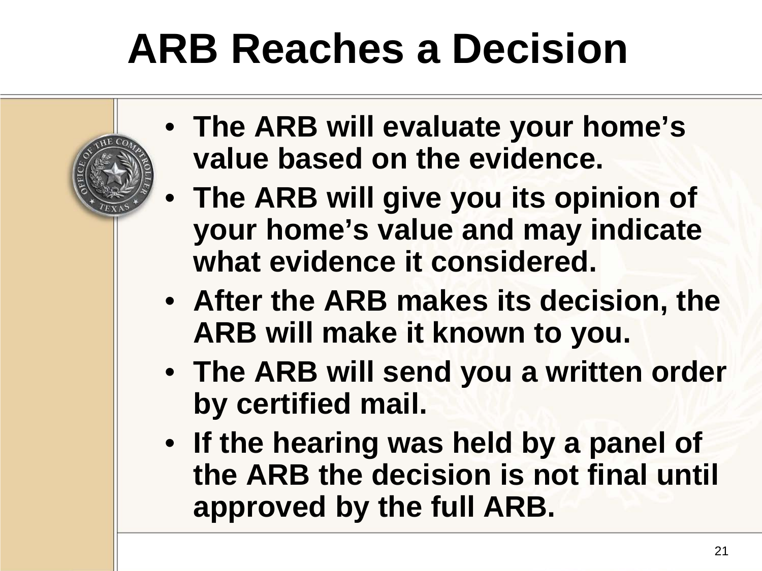# ARB Reaches a Decision

- **The ARB will evaluate your home's value based on the evidence.**
- **The ARB will give you its opinion of your home's value and may indicate what evidence it considered.**
- **After the ARB makes its decision, the ARB will make it known to you.**
- **The ARB will send you a written order by certified mail.**
- **If the hearing was held by a panel of the ARB the decision is not final until approved by the full ARB.**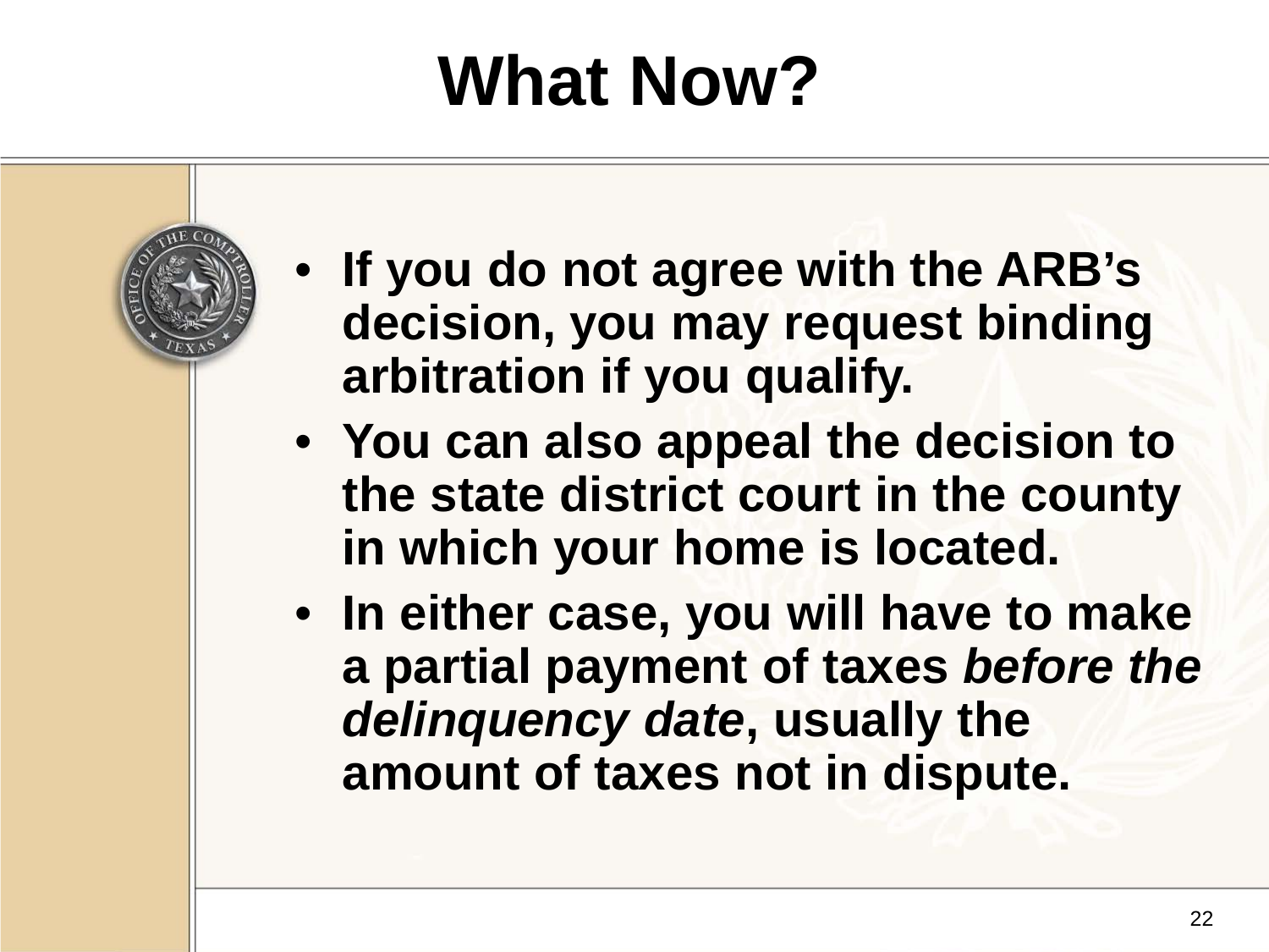# What Now?

- **If you do not agree with the ARB's decision, you may request binding arbitration if you qualify.**
- **You can also appeal the decision to the state district court in the county in which your home is located.**
- **In either case, you will have to make a partial payment of taxes *before the delinquency date*, usually the amount of taxes not in dispute.**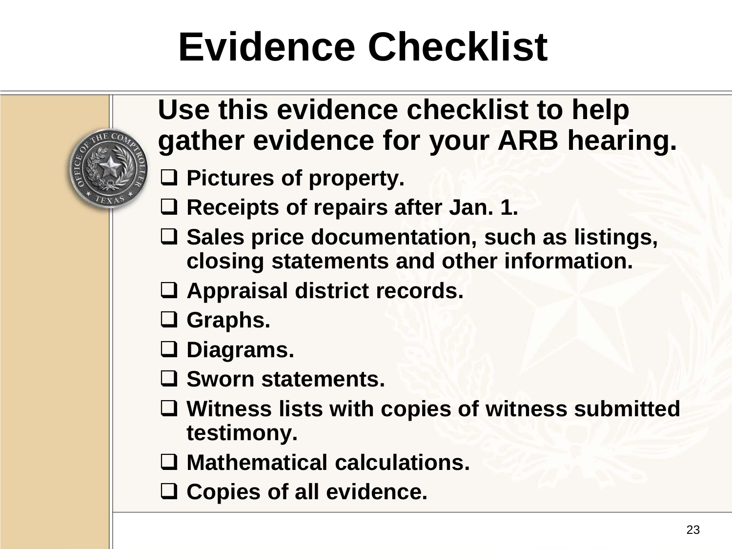# Evidence Checklist

**Use this evidence checklist to help gather evidence for your ARB hearing.**

- [ ] **Pictures of property.**
- [ ] **Receipts of repairs after Jan. 1.**
- [ ] **Sales price documentation, such as listings, closing statements and other information.**
- [ ] **Appraisal district records.**
- [ ] **Graphs.**
- [ ] **Diagrams.**
- [ ] **Sworn statements.**
- [ ] **Witness lists with copies of witness submitted testimony.**
- [ ] **Mathematical calculations.**
- [ ] **Copies of all evidence.**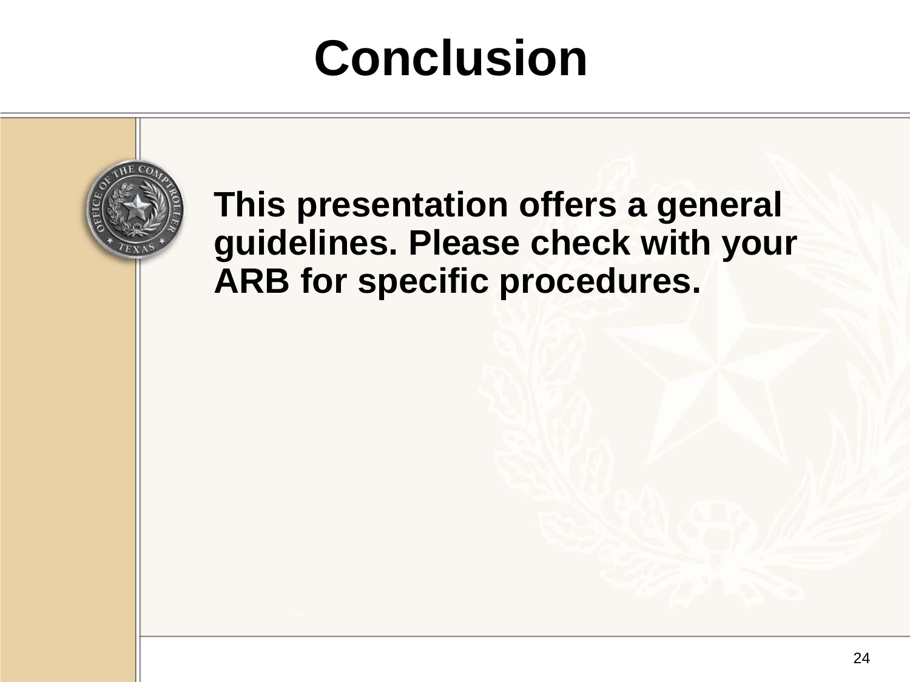# Conclusion

**This presentation offers a general guidelines. Please check with your ARB for specific procedures.**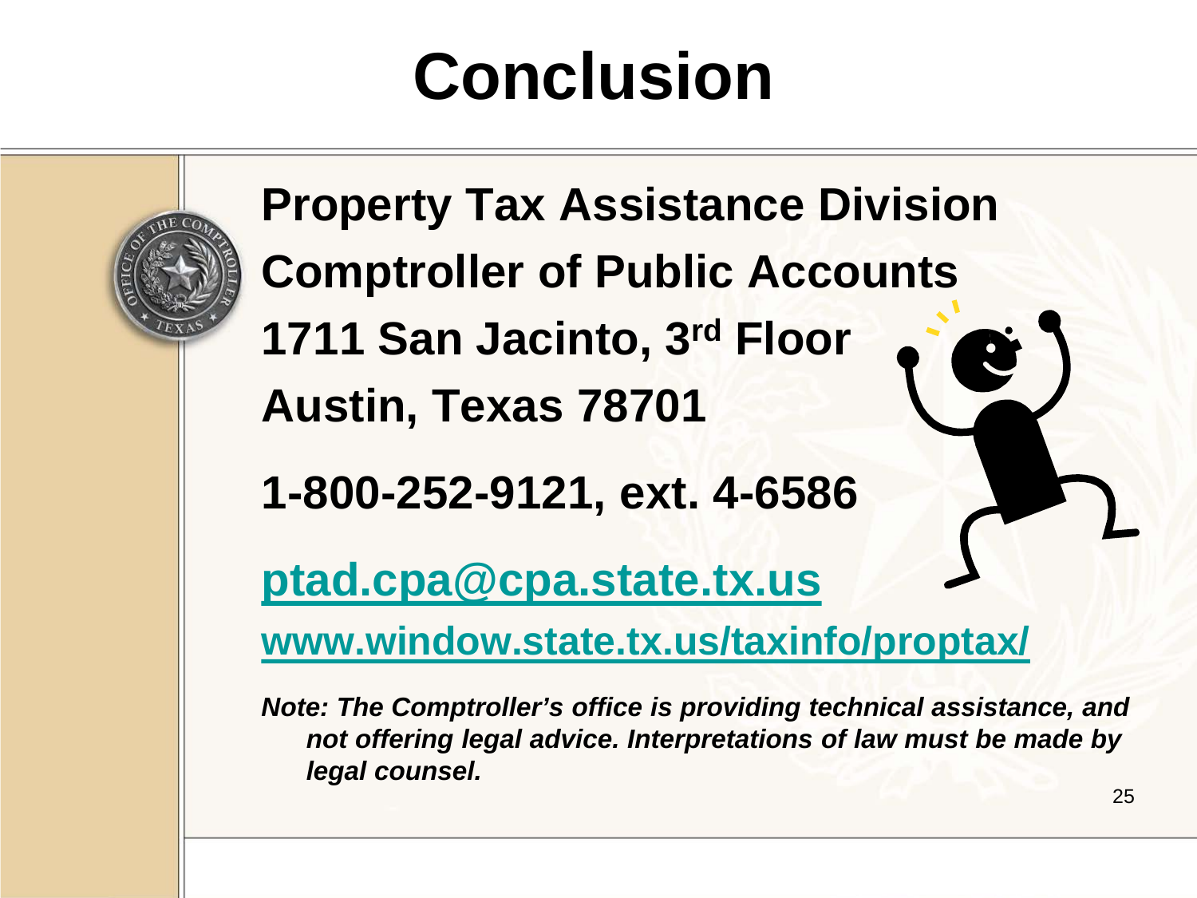# Conclusion

**Property Tax Assistance Division**

**Comptroller of Public Accounts**

**1711 San Jacinto, 3rd Floor**

**Austin, Texas 78701**

**1-800-252-9121, ext. 4-6586**

**ptad.cpa@cpa.state.tx.us**

**www.window.state.tx.us/taxinfo/proptax/**

***Note: The Comptroller's office is providing technical assistance, and not offering legal advice. Interpretations of law must be made by legal counsel.***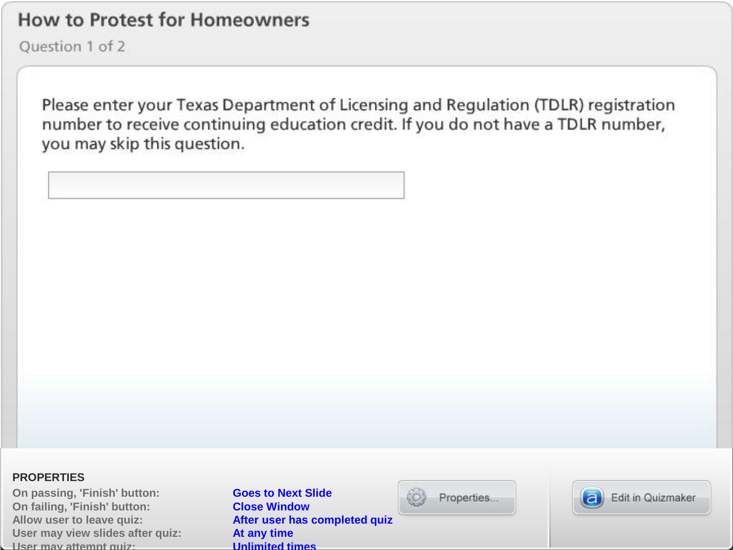# How to Protest for Homeowners

Question 1 of 2

Please enter your Texas Department of Licensing and Regulation (TDLR) registration number to receive continuing education credit. If you do not have a TDLR number, you may skip this question.

**PROPERTIES**

| | |
|---|---|
| On passing, 'Finish' button: | Goes to Next Slide |
| On failing, 'Finish' button: | Close Window |
| Allow user to leave quiz: | After user has completed quiz |
| User may view slides after quiz: | At any time |
| User may attempt quiz: | Unlimited times |

Properties...

Edit in Quizmaker